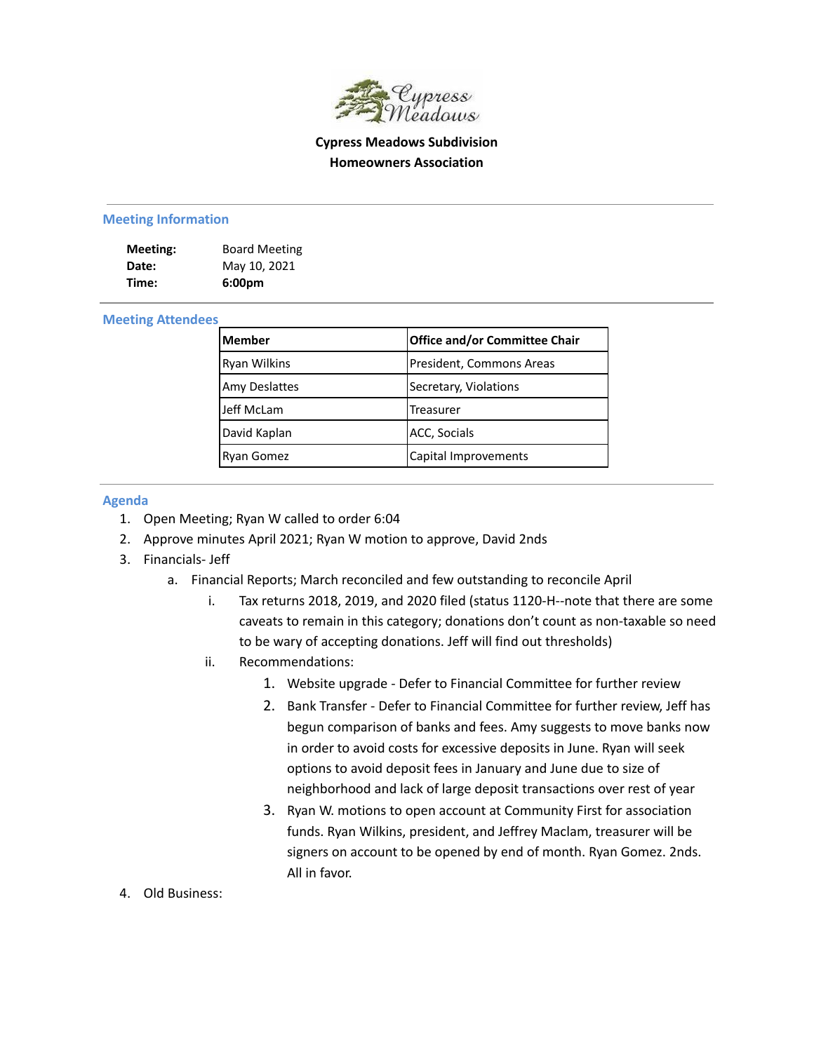Cypress Meadows

**Cypress Meadows Subdivision**
**Homeowners Association**

## Meeting Information

| | |
|---|---|
| **Meeting:** | Board Meeting |
| **Date:** | May 10, 2021 |
| **Time:** | **6:00pm** |

## Meeting Attendees

| Member | Office and/or Committee Chair |
|---|---|
| Ryan Wilkins | President, Commons Areas |
| Amy Deslattes | Secretary, Violations |
| Jeff McLam | Treasurer |
| David Kaplan | ACC, Socials |
| Ryan Gomez | Capital Improvements |

## Agenda

1. Open Meeting; Ryan W called to order 6:04
2. Approve minutes April 2021; Ryan W motion to approve, David 2nds
3. Financials- Jeff
   a. Financial Reports; March reconciled and few outstanding to reconcile April
      i. Tax returns 2018, 2019, and 2020 filed (status 1120-H--note that there are some caveats to remain in this category; donations don't count as non-taxable so need to be wary of accepting donations. Jeff will find out thresholds)
      ii. Recommendations:
         1. Website upgrade - Defer to Financial Committee for further review
         2. Bank Transfer - Defer to Financial Committee for further review, Jeff has begun comparison of banks and fees. Amy suggests to move banks now in order to avoid costs for excessive deposits in June. Ryan will seek options to avoid deposit fees in January and June due to size of neighborhood and lack of large deposit transactions over rest of year
         3. Ryan W. motions to open account at Community First for association funds. Ryan Wilkins, president, and Jeffrey Maclam, treasurer will be signers on account to be opened by end of month. Ryan Gomez. 2nds. All in favor.
4. Old Business: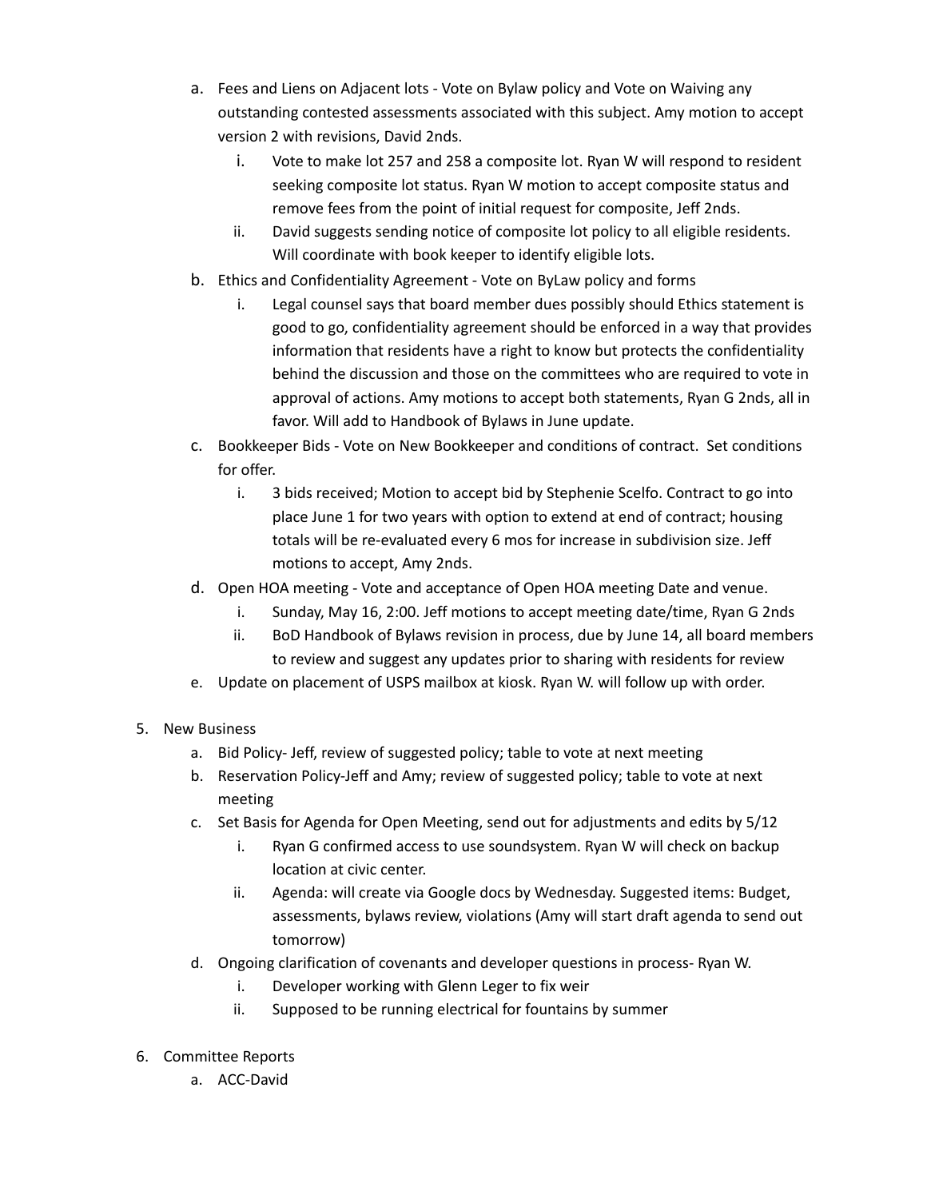a. Fees and Liens on Adjacent lots - Vote on Bylaw policy and Vote on Waiving any outstanding contested assessments associated with this subject. Amy motion to accept version 2 with revisions, David 2nds.
    i. Vote to make lot 257 and 258 a composite lot. Ryan W will respond to resident seeking composite lot status. Ryan W motion to accept composite status and remove fees from the point of initial request for composite, Jeff 2nds.
    ii. David suggests sending notice of composite lot policy to all eligible residents. Will coordinate with book keeper to identify eligible lots.

b. Ethics and Confidentiality Agreement - Vote on ByLaw policy and forms
    i. Legal counsel says that board member dues possibly should Ethics statement is good to go, confidentiality agreement should be enforced in a way that provides information that residents have a right to know but protects the confidentiality behind the discussion and those on the committees who are required to vote in approval of actions. Amy motions to accept both statements, Ryan G 2nds, all in favor. Will add to Handbook of Bylaws in June update.

c. Bookkeeper Bids - Vote on New Bookkeeper and conditions of contract. Set conditions for offer.
    i. 3 bids received; Motion to accept bid by Stephenie Scelfo. Contract to go into place June 1 for two years with option to extend at end of contract; housing totals will be re-evaluated every 6 mos for increase in subdivision size. Jeff motions to accept, Amy 2nds.

d. Open HOA meeting - Vote and acceptance of Open HOA meeting Date and venue.
    i. Sunday, May 16, 2:00. Jeff motions to accept meeting date/time, Ryan G 2nds
    ii. BoD Handbook of Bylaws revision in process, due by June 14, all board members to review and suggest any updates prior to sharing with residents for review

e. Update on placement of USPS mailbox at kiosk. Ryan W. will follow up with order.

5. New Business
    a. Bid Policy- Jeff, review of suggested policy; table to vote at next meeting
    b. Reservation Policy-Jeff and Amy; review of suggested policy; table to vote at next meeting
    c. Set Basis for Agenda for Open Meeting, send out for adjustments and edits by 5/12
        i. Ryan G confirmed access to use soundsystem. Ryan W will check on backup location at civic center.
        ii. Agenda: will create via Google docs by Wednesday. Suggested items: Budget, assessments, bylaws review, violations (Amy will start draft agenda to send out tomorrow)
    d. Ongoing clarification of covenants and developer questions in process- Ryan W.
        i. Developer working with Glenn Leger to fix weir
        ii. Supposed to be running electrical for fountains by summer

6. Committee Reports
    a. ACC-David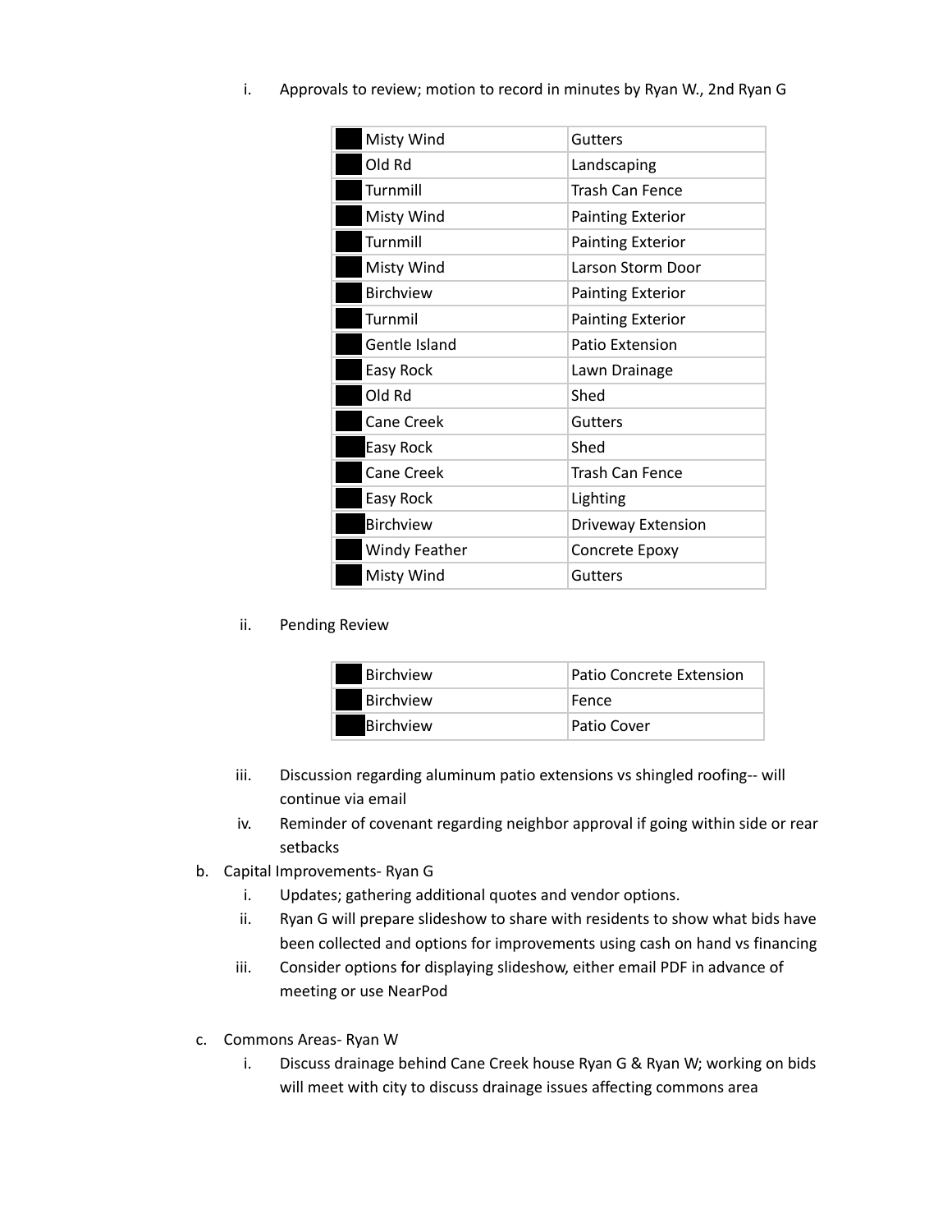i. Approvals to review; motion to record in minutes by Ryan W., 2nd Ryan G

| | |
|---|---|
| Misty Wind | Gutters |
| Old Rd | Landscaping |
| Turnmill | Trash Can Fence |
| Misty Wind | Painting Exterior |
| Turnmill | Painting Exterior |
| Misty Wind | Larson Storm Door |
| Birchview | Painting Exterior |
| Turnmil | Painting Exterior |
| Gentle Island | Patio Extension |
| Easy Rock | Lawn Drainage |
| Old Rd | Shed |
| Cane Creek | Gutters |
| Easy Rock | Shed |
| Cane Creek | Trash Can Fence |
| Easy Rock | Lighting |
| Birchview | Driveway Extension |
| Windy Feather | Concrete Epoxy |
| Misty Wind | Gutters |

ii. Pending Review

| | |
|---|---|
| Birchview | Patio Concrete Extension |
| Birchview | Fence |
| Birchview | Patio Cover |

iii. Discussion regarding aluminum patio extensions vs shingled roofing-- will continue via email

iv. Reminder of covenant regarding neighbor approval if going within side or rear setbacks

b. Capital Improvements- Ryan G

i. Updates; gathering additional quotes and vendor options.

ii. Ryan G will prepare slideshow to share with residents to show what bids have been collected and options for improvements using cash on hand vs financing

iii. Consider options for displaying slideshow, either email PDF in advance of meeting or use NearPod

c. Commons Areas- Ryan W

i. Discuss drainage behind Cane Creek house Ryan G & Ryan W; working on bids will meet with city to discuss drainage issues affecting commons area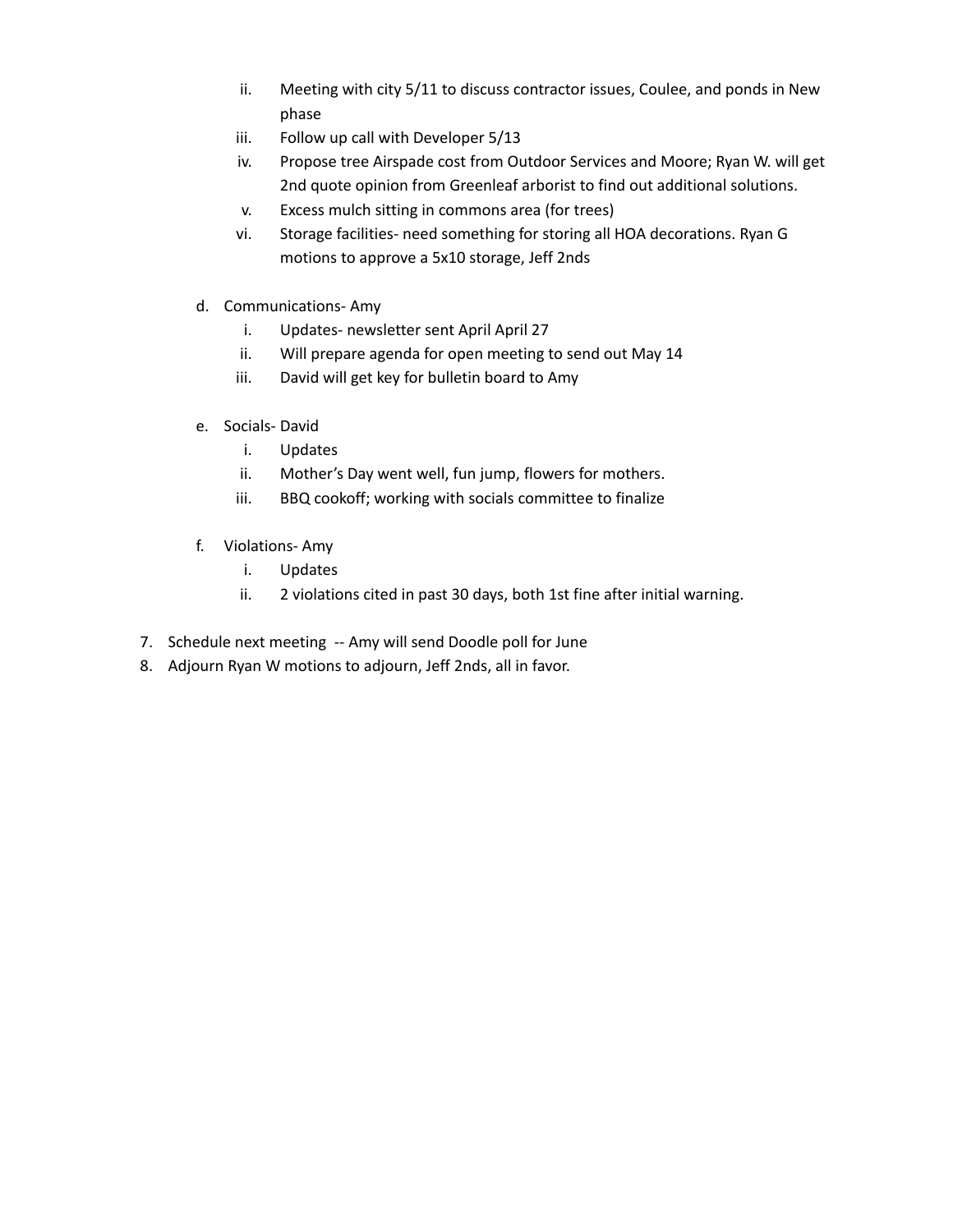ii. Meeting with city 5/11 to discuss contractor issues, Coulee, and ponds in New phase
   iii. Follow up call with Developer 5/13
   iv. Propose tree Airspade cost from Outdoor Services and Moore; Ryan W. will get 2nd quote opinion from Greenleaf arborist to find out additional solutions.
   v. Excess mulch sitting in commons area (for trees)
   vi. Storage facilities- need something for storing all HOA decorations. Ryan G motions to approve a 5x10 storage, Jeff 2nds

d. Communications- Amy
   i. Updates- newsletter sent April April 27
   ii. Will prepare agenda for open meeting to send out May 14
   iii. David will get key for bulletin board to Amy

e. Socials- David
   i. Updates
   ii. Mother's Day went well, fun jump, flowers for mothers.
   iii. BBQ cookoff; working with socials committee to finalize

f. Violations- Amy
   i. Updates
   ii. 2 violations cited in past 30 days, both 1st fine after initial warning.

7. Schedule next meeting -- Amy will send Doodle poll for June
8. Adjourn Ryan W motions to adjourn, Jeff 2nds, all in favor.